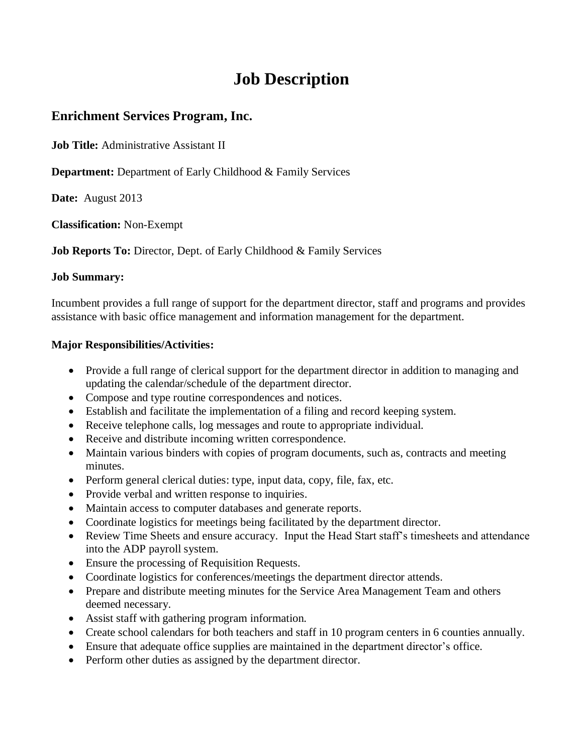# Job Description

## Enrichment Services Program, Inc.

**Job Title:** Administrative Assistant II

**Department:** Department of Early Childhood & Family Services

**Date:** August 2013

**Classification:** Non-Exempt

**Job Reports To:** Director, Dept. of Early Childhood & Family Services

**Job Summary:**

Incumbent provides a full range of support for the department director, staff and programs and provides assistance with basic office management and information management for the department.

**Major Responsibilities/Activities:**

- Provide a full range of clerical support for the department director in addition to managing and updating the calendar/schedule of the department director.
- Compose and type routine correspondences and notices.
- Establish and facilitate the implementation of a filing and record keeping system.
- Receive telephone calls, log messages and route to appropriate individual.
- Receive and distribute incoming written correspondence.
- Maintain various binders with copies of program documents, such as, contracts and meeting minutes.
- Perform general clerical duties: type, input data, copy, file, fax, etc.
- Provide verbal and written response to inquiries.
- Maintain access to computer databases and generate reports.
- Coordinate logistics for meetings being facilitated by the department director.
- Review Time Sheets and ensure accuracy. Input the Head Start staff's timesheets and attendance into the ADP payroll system.
- Ensure the processing of Requisition Requests.
- Coordinate logistics for conferences/meetings the department director attends.
- Prepare and distribute meeting minutes for the Service Area Management Team and others deemed necessary.
- Assist staff with gathering program information.
- Create school calendars for both teachers and staff in 10 program centers in 6 counties annually.
- Ensure that adequate office supplies are maintained in the department director's office.
- Perform other duties as assigned by the department director.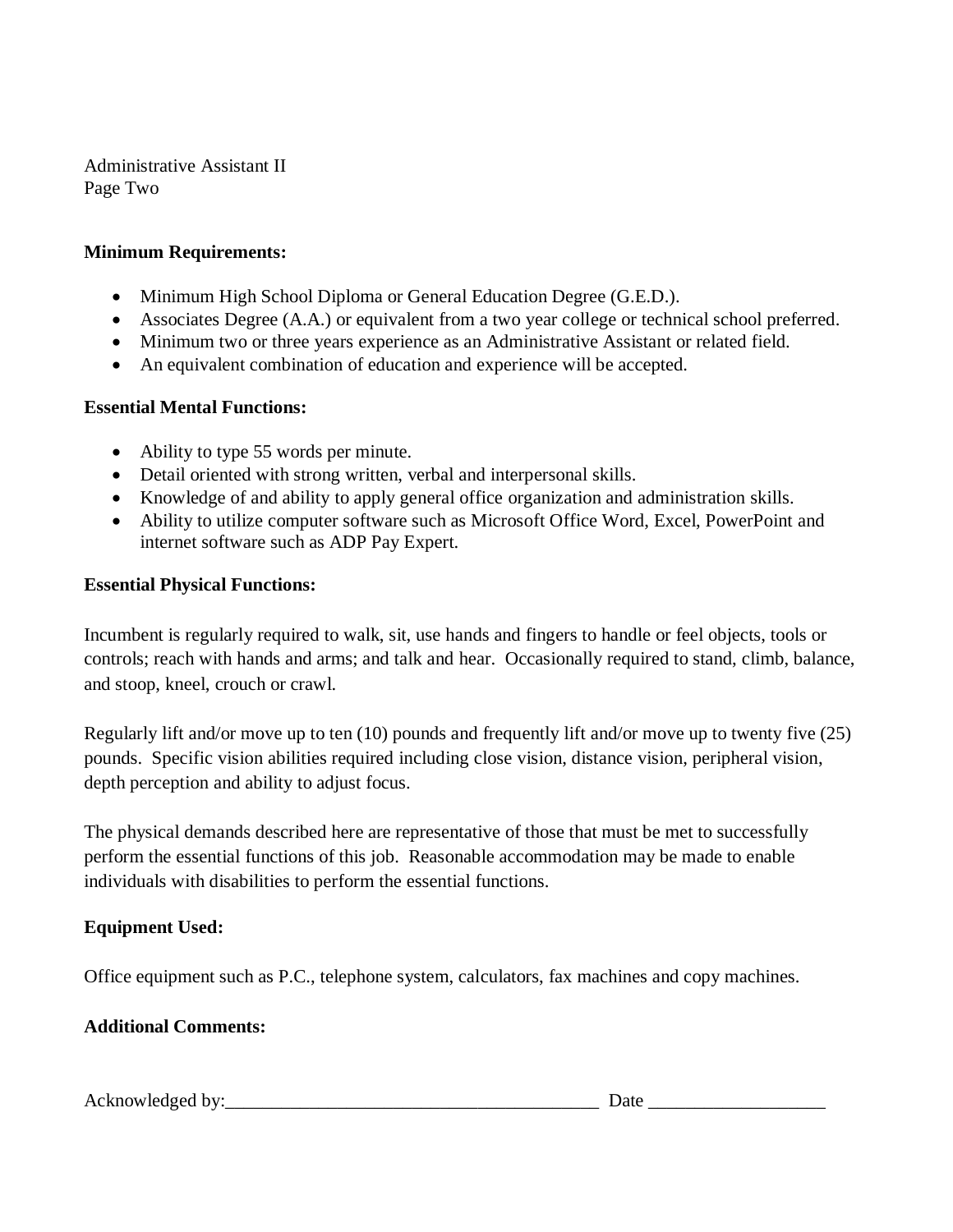Administrative Assistant II
Page Two

**Minimum Requirements:**

- Minimum High School Diploma or General Education Degree (G.E.D.).
- Associates Degree (A.A.) or equivalent from a two year college or technical school preferred.
- Minimum two or three years experience as an Administrative Assistant or related field.
- An equivalent combination of education and experience will be accepted.

**Essential Mental Functions:**

- Ability to type 55 words per minute.
- Detail oriented with strong written, verbal and interpersonal skills.
- Knowledge of and ability to apply general office organization and administration skills.
- Ability to utilize computer software such as Microsoft Office Word, Excel, PowerPoint and internet software such as ADP Pay Expert.

**Essential Physical Functions:**

Incumbent is regularly required to walk, sit, use hands and fingers to handle or feel objects, tools or controls; reach with hands and arms; and talk and hear. Occasionally required to stand, climb, balance, and stoop, kneel, crouch or crawl.

Regularly lift and/or move up to ten (10) pounds and frequently lift and/or move up to twenty five (25) pounds. Specific vision abilities required including close vision, distance vision, peripheral vision, depth perception and ability to adjust focus.

The physical demands described here are representative of those that must be met to successfully perform the essential functions of this job. Reasonable accommodation may be made to enable individuals with disabilities to perform the essential functions.

**Equipment Used:**

Office equipment such as P.C., telephone system, calculators, fax machines and copy machines.

**Additional Comments:**

Acknowledged by:_________________________________________ Date ___________________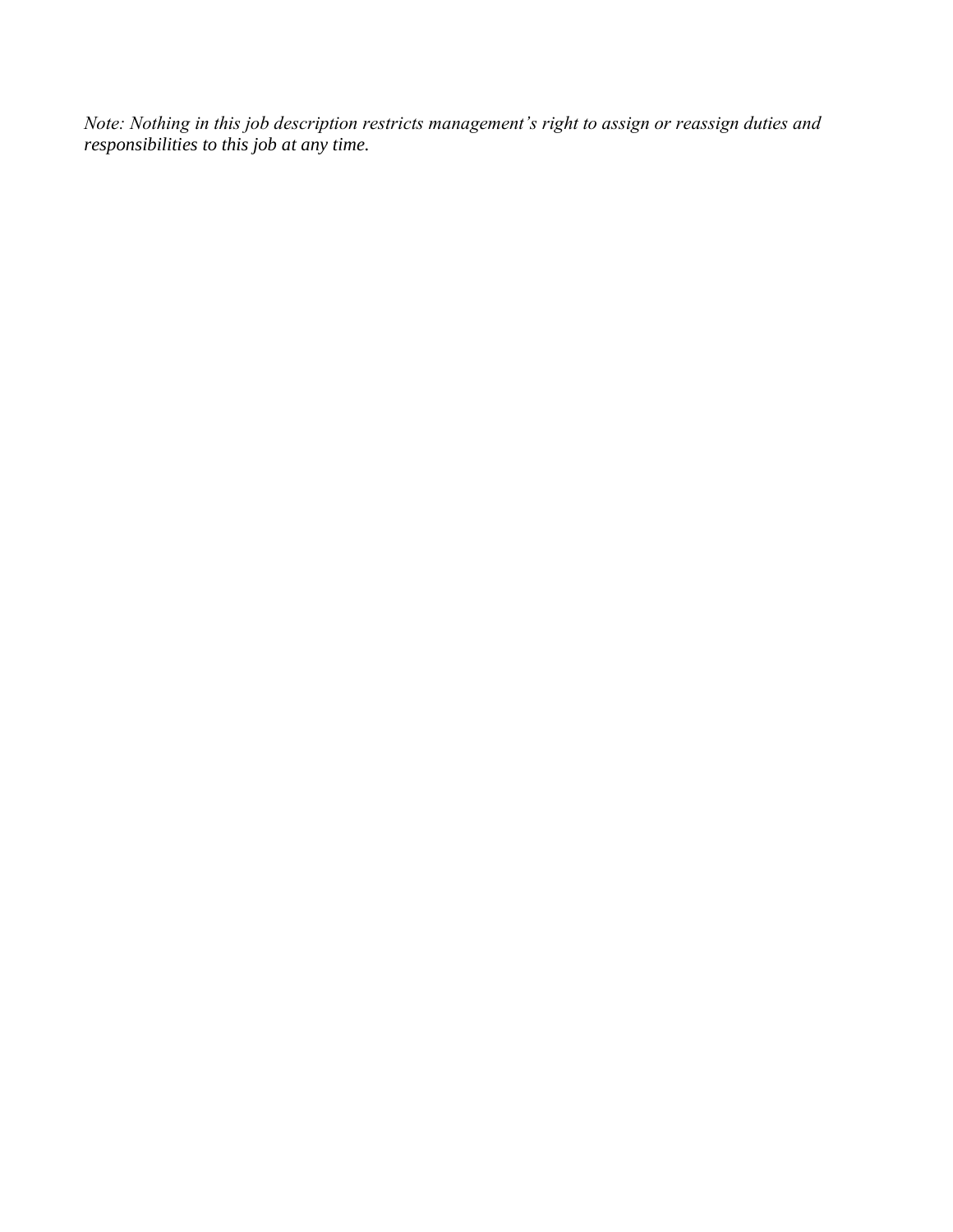*Note: Nothing in this job description restricts management's right to assign or reassign duties and responsibilities to this job at any time.*